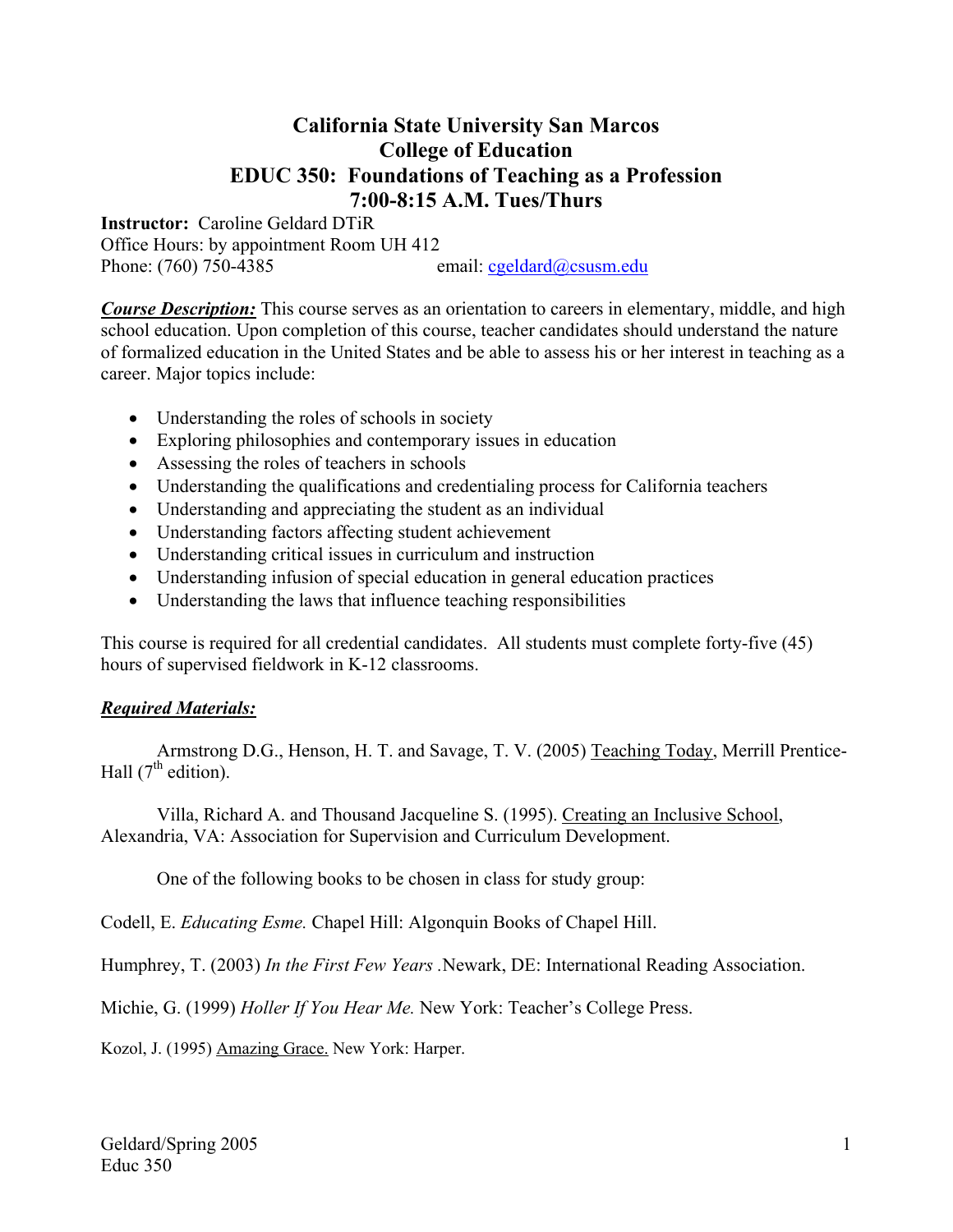# California State University San Marcos
# College of Education
# EDUC 350: Foundations of Teaching as a Profession
# 7:00-8:15 A.M. Tues/Thurs

**Instructor:** Caroline Geldard DTiR
Office Hours: by appointment Room UH 412
Phone: (760) 750-4385 email: cgeldard@csusm.edu

***Course Description:*** This course serves as an orientation to careers in elementary, middle, and high school education. Upon completion of this course, teacher candidates should understand the nature of formalized education in the United States and be able to assess his or her interest in teaching as a career. Major topics include:

- Understanding the roles of schools in society
- Exploring philosophies and contemporary issues in education
- Assessing the roles of teachers in schools
- Understanding the qualifications and credentialing process for California teachers
- Understanding and appreciating the student as an individual
- Understanding factors affecting student achievement
- Understanding critical issues in curriculum and instruction
- Understanding infusion of special education in general education practices
- Understanding the laws that influence teaching responsibilities

This course is required for all credential candidates. All students must complete forty-five (45) hours of supervised fieldwork in K-12 classrooms.

***Required Materials:***

Armstrong D.G., Henson, H. T. and Savage, T. V. (2005) Teaching Today, Merrill Prentice-Hall (7th edition).

Villa, Richard A. and Thousand Jacqueline S. (1995). Creating an Inclusive School, Alexandria, VA: Association for Supervision and Curriculum Development.

One of the following books to be chosen in class for study group:

Codell, E. *Educating Esme.* Chapel Hill: Algonquin Books of Chapel Hill.

Humphrey, T. (2003) *In the First Few Years .*Newark, DE: International Reading Association.

Michie, G. (1999) *Holler If You Hear Me.* New York: Teacher's College Press.

Kozol, J. (1995) Amazing Grace. New York: Harper.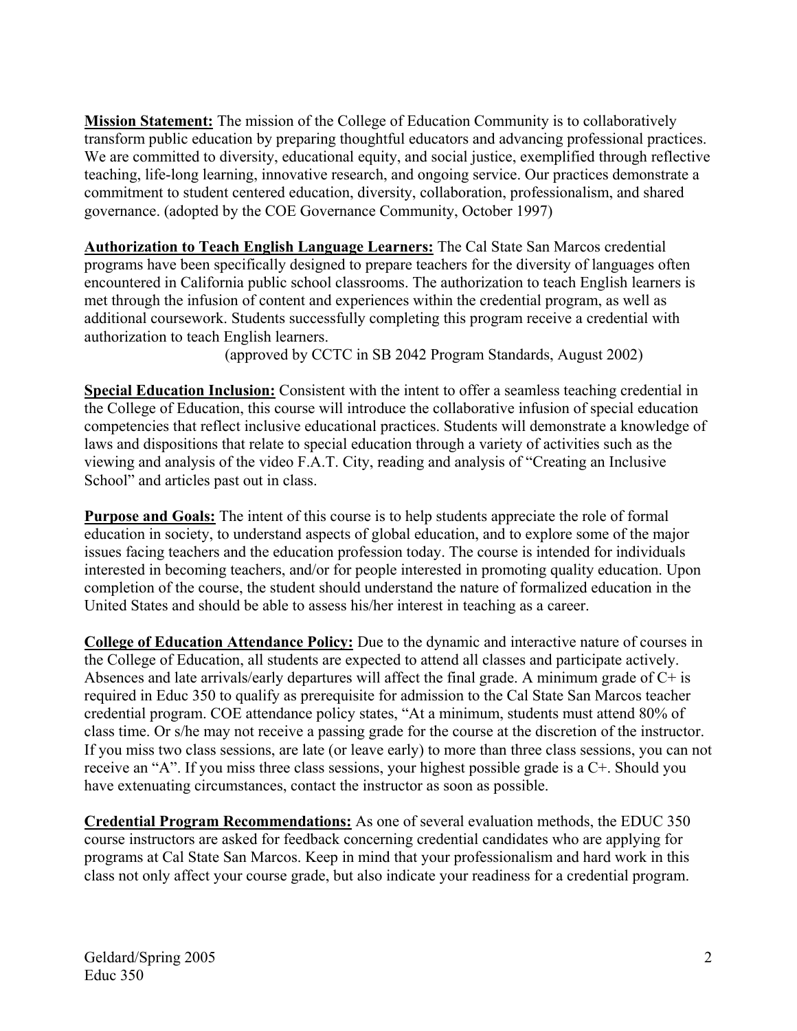**Mission Statement:** The mission of the College of Education Community is to collaboratively transform public education by preparing thoughtful educators and advancing professional practices. We are committed to diversity, educational equity, and social justice, exemplified through reflective teaching, life-long learning, innovative research, and ongoing service. Our practices demonstrate a commitment to student centered education, diversity, collaboration, professionalism, and shared governance. (adopted by the COE Governance Community, October 1997)

**Authorization to Teach English Language Learners:** The Cal State San Marcos credential programs have been specifically designed to prepare teachers for the diversity of languages often encountered in California public school classrooms. The authorization to teach English learners is met through the infusion of content and experiences within the credential program, as well as additional coursework. Students successfully completing this program receive a credential with authorization to teach English learners.

(approved by CCTC in SB 2042 Program Standards, August 2002)

**Special Education Inclusion:** Consistent with the intent to offer a seamless teaching credential in the College of Education, this course will introduce the collaborative infusion of special education competencies that reflect inclusive educational practices. Students will demonstrate a knowledge of laws and dispositions that relate to special education through a variety of activities such as the viewing and analysis of the video F.A.T. City, reading and analysis of "Creating an Inclusive School" and articles past out in class.

**Purpose and Goals:** The intent of this course is to help students appreciate the role of formal education in society, to understand aspects of global education, and to explore some of the major issues facing teachers and the education profession today. The course is intended for individuals interested in becoming teachers, and/or for people interested in promoting quality education. Upon completion of the course, the student should understand the nature of formalized education in the United States and should be able to assess his/her interest in teaching as a career.

**College of Education Attendance Policy:** Due to the dynamic and interactive nature of courses in the College of Education, all students are expected to attend all classes and participate actively. Absences and late arrivals/early departures will affect the final grade. A minimum grade of C+ is required in Educ 350 to qualify as prerequisite for admission to the Cal State San Marcos teacher credential program. COE attendance policy states, "At a minimum, students must attend 80% of class time. Or s/he may not receive a passing grade for the course at the discretion of the instructor. If you miss two class sessions, are late (or leave early) to more than three class sessions, you can not receive an "A". If you miss three class sessions, your highest possible grade is a C+. Should you have extenuating circumstances, contact the instructor as soon as possible.

**Credential Program Recommendations:** As one of several evaluation methods, the EDUC 350 course instructors are asked for feedback concerning credential candidates who are applying for programs at Cal State San Marcos. Keep in mind that your professionalism and hard work in this class not only affect your course grade, but also indicate your readiness for a credential program.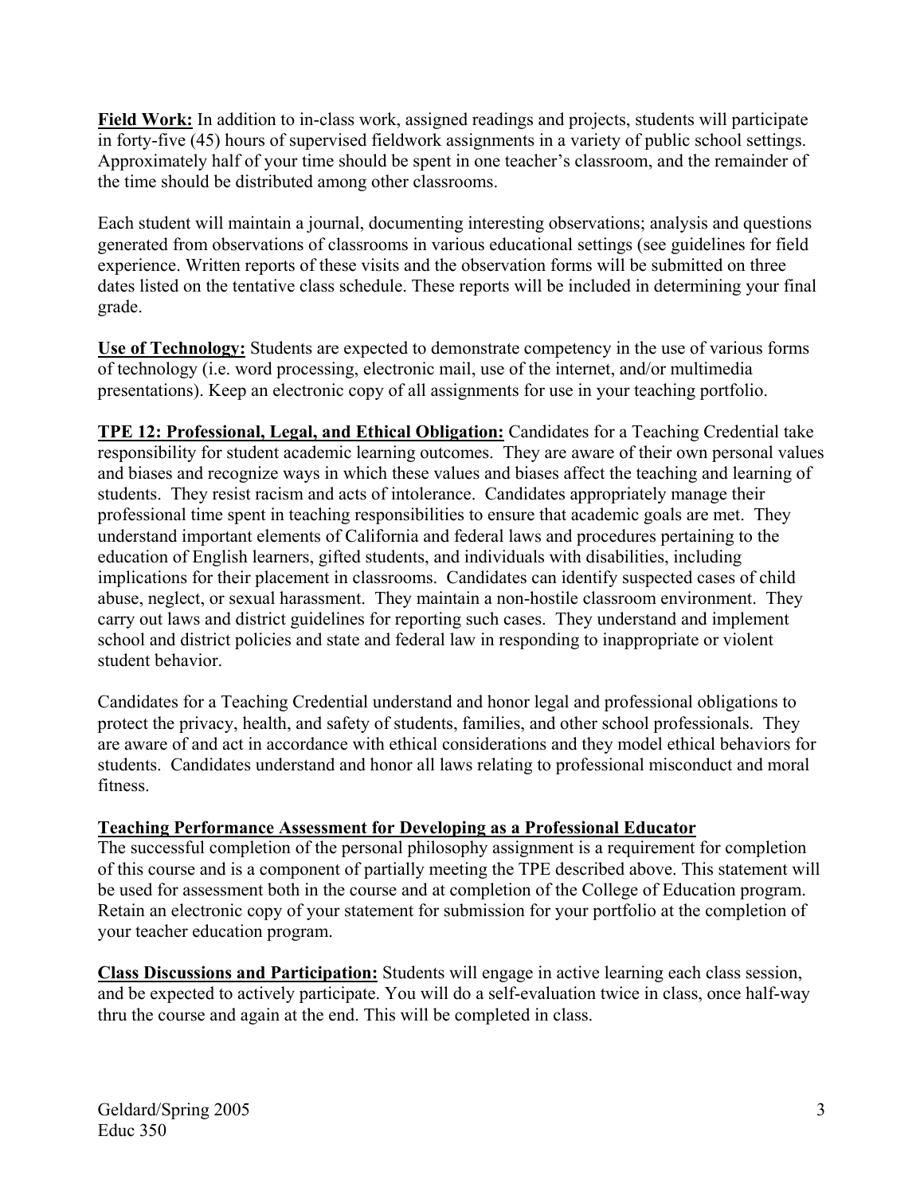**Field Work:** In addition to in-class work, assigned readings and projects, students will participate in forty-five (45) hours of supervised fieldwork assignments in a variety of public school settings. Approximately half of your time should be spent in one teacher's classroom, and the remainder of the time should be distributed among other classrooms.

Each student will maintain a journal, documenting interesting observations; analysis and questions generated from observations of classrooms in various educational settings (see guidelines for field experience. Written reports of these visits and the observation forms will be submitted on three dates listed on the tentative class schedule. These reports will be included in determining your final grade.

**Use of Technology:** Students are expected to demonstrate competency in the use of various forms of technology (i.e. word processing, electronic mail, use of the internet, and/or multimedia presentations). Keep an electronic copy of all assignments for use in your teaching portfolio.

**TPE 12: Professional, Legal, and Ethical Obligation:** Candidates for a Teaching Credential take responsibility for student academic learning outcomes. They are aware of their own personal values and biases and recognize ways in which these values and biases affect the teaching and learning of students. They resist racism and acts of intolerance. Candidates appropriately manage their professional time spent in teaching responsibilities to ensure that academic goals are met. They understand important elements of California and federal laws and procedures pertaining to the education of English learners, gifted students, and individuals with disabilities, including implications for their placement in classrooms. Candidates can identify suspected cases of child abuse, neglect, or sexual harassment. They maintain a non-hostile classroom environment. They carry out laws and district guidelines for reporting such cases. They understand and implement school and district policies and state and federal law in responding to inappropriate or violent student behavior.

Candidates for a Teaching Credential understand and honor legal and professional obligations to protect the privacy, health, and safety of students, families, and other school professionals. They are aware of and act in accordance with ethical considerations and they model ethical behaviors for students. Candidates understand and honor all laws relating to professional misconduct and moral fitness.

**Teaching Performance Assessment for Developing as a Professional Educator**

The successful completion of the personal philosophy assignment is a requirement for completion of this course and is a component of partially meeting the TPE described above. This statement will be used for assessment both in the course and at completion of the College of Education program. Retain an electronic copy of your statement for submission for your portfolio at the completion of your teacher education program.

**Class Discussions and Participation:** Students will engage in active learning each class session, and be expected to actively participate. You will do a self-evaluation twice in class, once half-way thru the course and again at the end. This will be completed in class.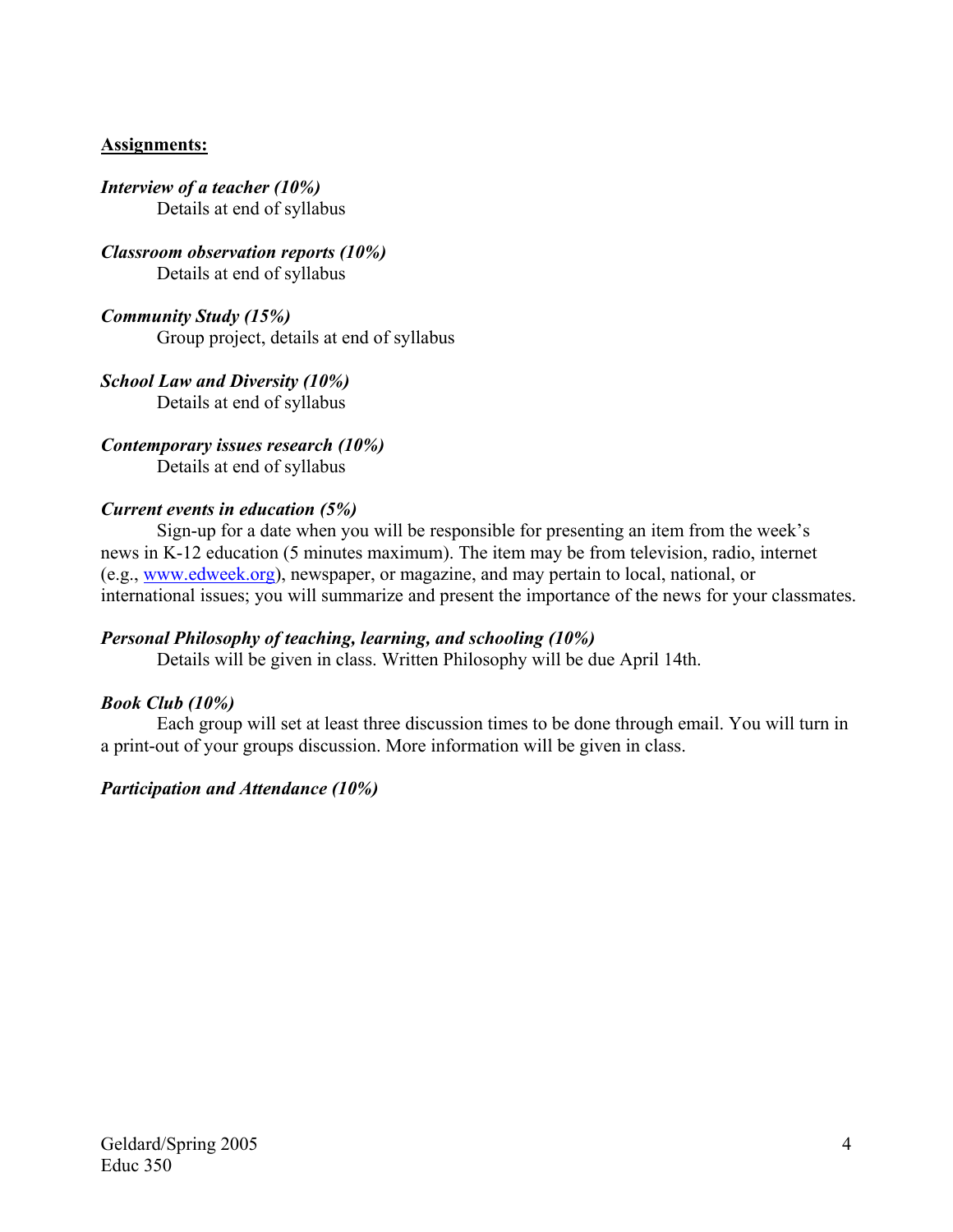**Assignments:**

***Interview of a teacher (10%)***

Details at end of syllabus

***Classroom observation reports (10%)***

Details at end of syllabus

***Community Study (15%)***

Group project, details at end of syllabus

***School Law and Diversity (10%)***

Details at end of syllabus

***Contemporary issues research (10%)***

Details at end of syllabus

***Current events in education (5%)***

Sign-up for a date when you will be responsible for presenting an item from the week's news in K-12 education (5 minutes maximum). The item may be from television, radio, internet (e.g., www.edweek.org), newspaper, or magazine, and may pertain to local, national, or international issues; you will summarize and present the importance of the news for your classmates.

***Personal Philosophy of teaching, learning, and schooling (10%)***

Details will be given in class. Written Philosophy will be due April 14th.

***Book Club (10%)***

Each group will set at least three discussion times to be done through email. You will turn in a print-out of your groups discussion. More information will be given in class.

***Participation and Attendance (10%)***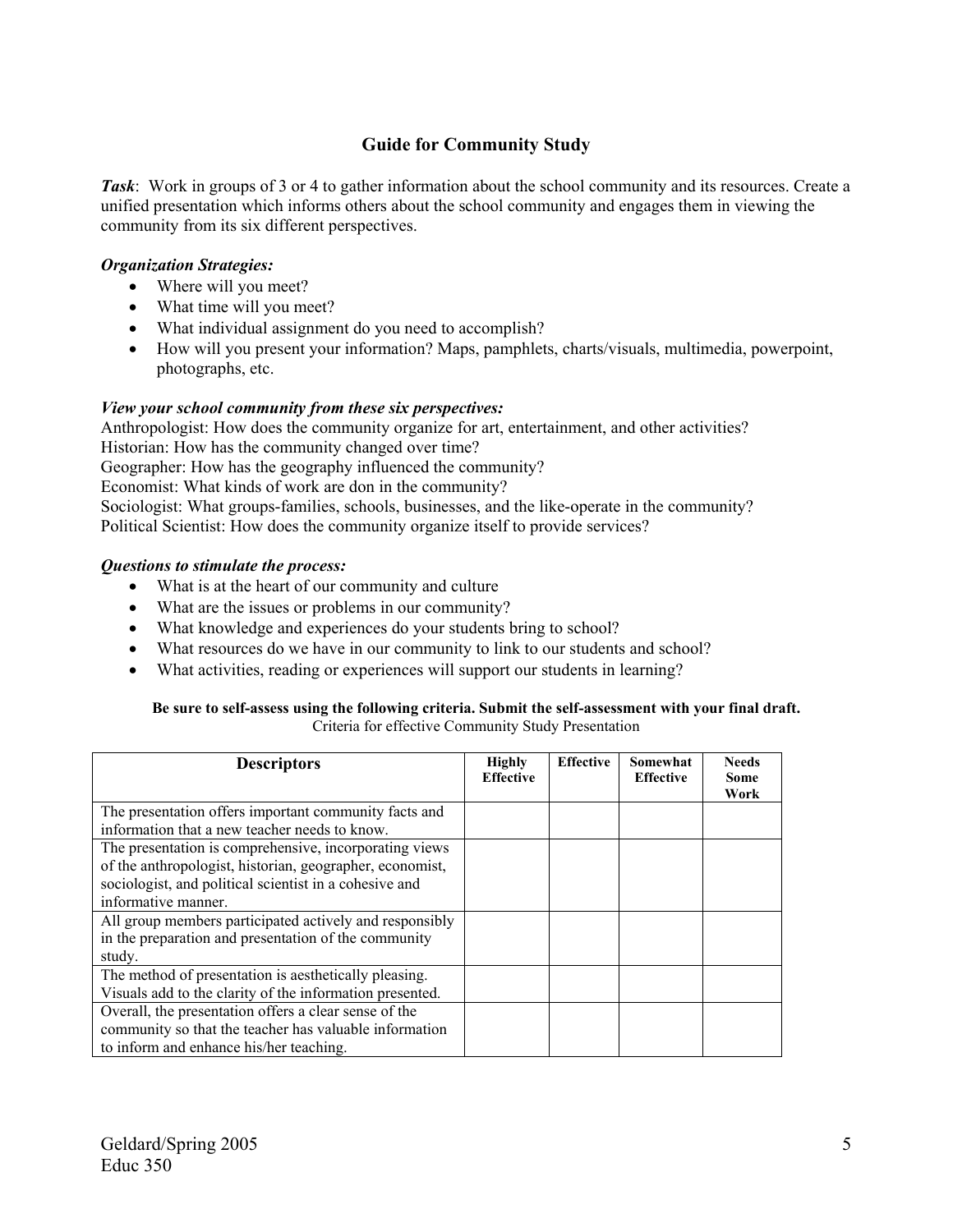## Guide for Community Study

***Task***: Work in groups of 3 or 4 to gather information about the school community and its resources. Create a unified presentation which informs others about the school community and engages them in viewing the community from its six different perspectives.

***Organization Strategies:***

- Where will you meet?
- What time will you meet?
- What individual assignment do you need to accomplish?
- How will you present your information? Maps, pamphlets, charts/visuals, multimedia, powerpoint, photographs, etc.

***View your school community from these six perspectives:***

Anthropologist: How does the community organize for art, entertainment, and other activities?
Historian: How has the community changed over time?
Geographer: How has the geography influenced the community?
Economist: What kinds of work are don in the community?
Sociologist: What groups-families, schools, businesses, and the like-operate in the community?
Political Scientist: How does the community organize itself to provide services?

***Questions to stimulate the process:***

- What is at the heart of our community and culture
- What are the issues or problems in our community?
- What knowledge and experiences do your students bring to school?
- What resources do we have in our community to link to our students and school?
- What activities, reading or experiences will support our students in learning?

**Be sure to self-assess using the following criteria. Submit the self-assessment with your final draft.**

Criteria for effective Community Study Presentation

| Descriptors | Highly Effective | Effective | Somewhat Effective | Needs Some Work |
|---|---|---|---|---|
| The presentation offers important community facts and information that a new teacher needs to know. | | | | |
| The presentation is comprehensive, incorporating views of the anthropologist, historian, geographer, economist, sociologist, and political scientist in a cohesive and informative manner. | | | | |
| All group members participated actively and responsibly in the preparation and presentation of the community study. | | | | |
| The method of presentation is aesthetically pleasing. Visuals add to the clarity of the information presented. | | | | |
| Overall, the presentation offers a clear sense of the community so that the teacher has valuable information to inform and enhance his/her teaching. | | | | |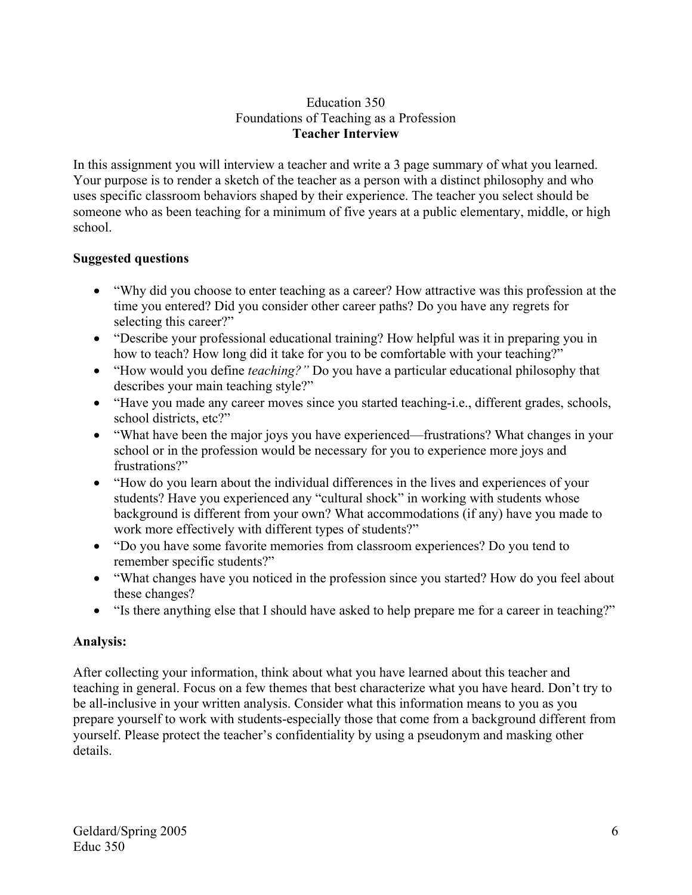# Education 350
## Foundations of Teaching as a Profession
### **Teacher Interview**

In this assignment you will interview a teacher and write a 3 page summary of what you learned. Your purpose is to render a sketch of the teacher as a person with a distinct philosophy and who uses specific classroom behaviors shaped by their experience. The teacher you select should be someone who as been teaching for a minimum of five years at a public elementary, middle, or high school.

**Suggested questions**

- "Why did you choose to enter teaching as a career? How attractive was this profession at the time you entered? Did you consider other career paths? Do you have any regrets for selecting this career?"
- "Describe your professional educational training? How helpful was it in preparing you in how to teach? How long did it take for you to be comfortable with your teaching?"
- "How would you define *teaching?"* Do you have a particular educational philosophy that describes your main teaching style?"
- "Have you made any career moves since you started teaching-i.e., different grades, schools, school districts, etc?"
- "What have been the major joys you have experienced—frustrations? What changes in your school or in the profession would be necessary for you to experience more joys and frustrations?"
- "How do you learn about the individual differences in the lives and experiences of your students? Have you experienced any "cultural shock" in working with students whose background is different from your own? What accommodations (if any) have you made to work more effectively with different types of students?"
- "Do you have some favorite memories from classroom experiences? Do you tend to remember specific students?"
- "What changes have you noticed in the profession since you started? How do you feel about these changes?
- "Is there anything else that I should have asked to help prepare me for a career in teaching?"

**Analysis:**

After collecting your information, think about what you have learned about this teacher and teaching in general. Focus on a few themes that best characterize what you have heard. Don't try to be all-inclusive in your written analysis. Consider what this information means to you as you prepare yourself to work with students-especially those that come from a background different from yourself. Please protect the teacher's confidentiality by using a pseudonym and masking other details.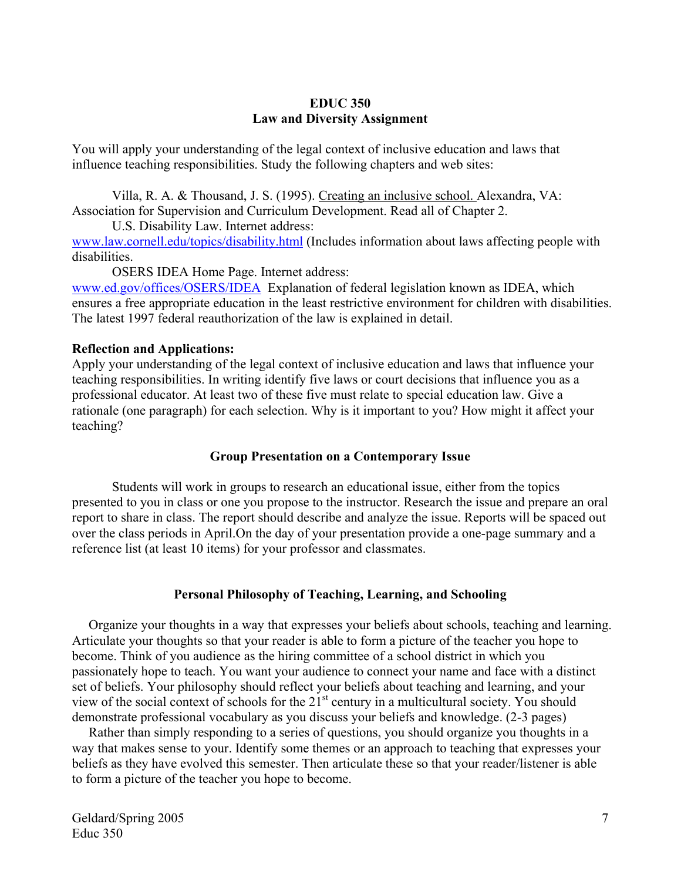**EDUC 350**
**Law and Diversity Assignment**

You will apply your understanding of the legal context of inclusive education and laws that influence teaching responsibilities. Study the following chapters and web sites:

Villa, R. A. & Thousand, J. S. (1995). Creating an inclusive school. Alexandra, VA: Association for Supervision and Curriculum Development. Read all of Chapter 2.

U.S. Disability Law. Internet address: www.law.cornell.edu/topics/disability.html (Includes information about laws affecting people with disabilities.

OSERS IDEA Home Page. Internet address: www.ed.gov/offices/OSERS/IDEA Explanation of federal legislation known as IDEA, which ensures a free appropriate education in the least restrictive environment for children with disabilities. The latest 1997 federal reauthorization of the law is explained in detail.

**Reflection and Applications:**
Apply your understanding of the legal context of inclusive education and laws that influence your teaching responsibilities. In writing identify five laws or court decisions that influence you as a professional educator. At least two of these five must relate to special education law. Give a rationale (one paragraph) for each selection. Why is it important to you? How might it affect your teaching?

**Group Presentation on a Contemporary Issue**

Students will work in groups to research an educational issue, either from the topics presented to you in class or one you propose to the instructor. Research the issue and prepare an oral report to share in class. The report should describe and analyze the issue. Reports will be spaced out over the class periods in April.On the day of your presentation provide a one-page summary and a reference list (at least 10 items) for your professor and classmates.

**Personal Philosophy of Teaching, Learning, and Schooling**

Organize your thoughts in a way that expresses your beliefs about schools, teaching and learning. Articulate your thoughts so that your reader is able to form a picture of the teacher you hope to become. Think of you audience as the hiring committee of a school district in which you passionately hope to teach. You want your audience to connect your name and face with a distinct set of beliefs. Your philosophy should reflect your beliefs about teaching and learning, and your view of the social context of schools for the 21st century in a multicultural society. You should demonstrate professional vocabulary as you discuss your beliefs and knowledge. (2-3 pages)

Rather than simply responding to a series of questions, you should organize you thoughts in a way that makes sense to your. Identify some themes or an approach to teaching that expresses your beliefs as they have evolved this semester. Then articulate these so that your reader/listener is able to form a picture of the teacher you hope to become.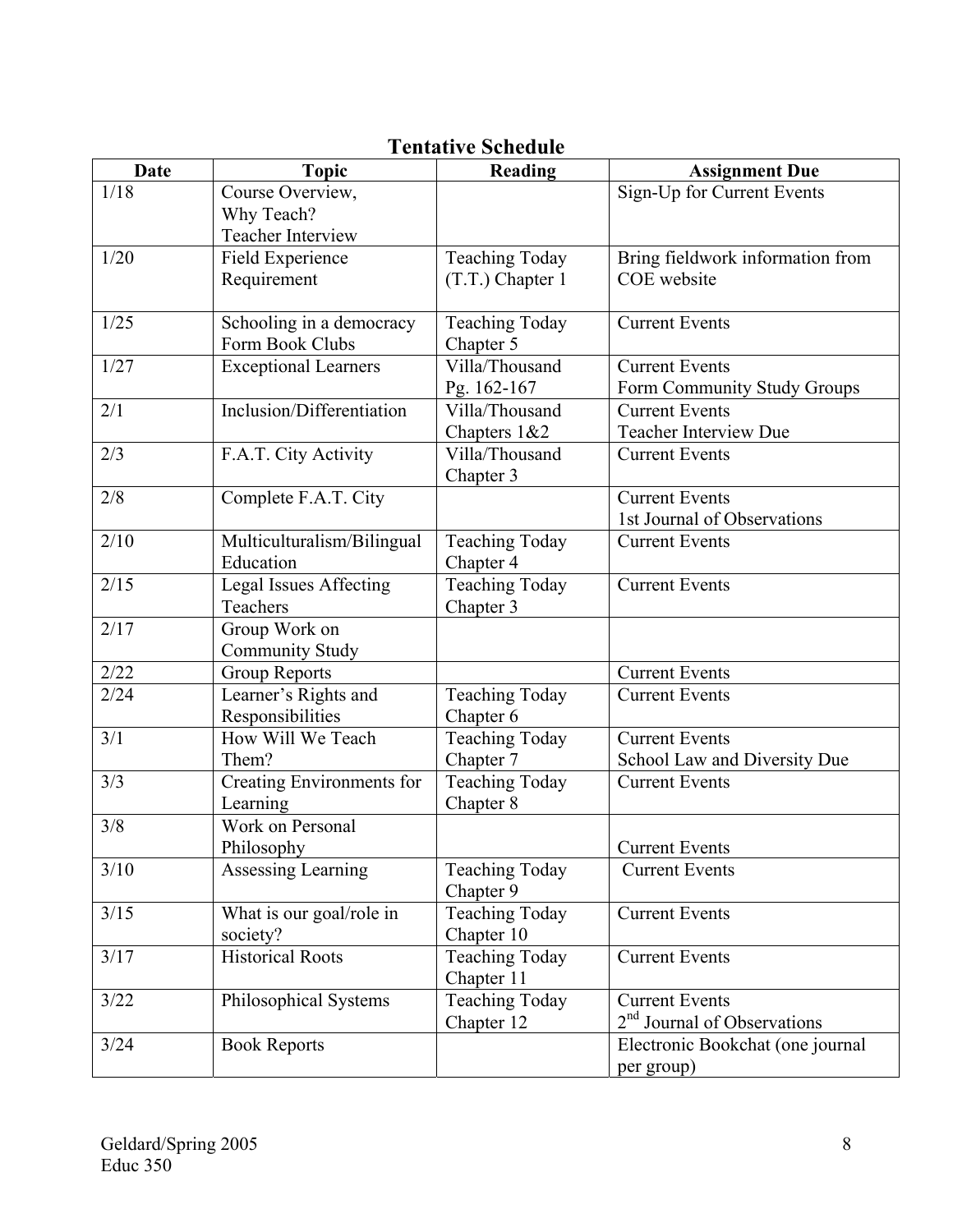## Tentative Schedule

| Date | Topic | Reading | Assignment Due |
|---|---|---|---|
| 1/18 | Course Overview, Why Teach? Teacher Interview | | Sign-Up for Current Events |
| 1/20 | Field Experience Requirement | Teaching Today (T.T.) Chapter 1 | Bring fieldwork information from COE website |
| 1/25 | Schooling in a democracy Form Book Clubs | Teaching Today Chapter 5 | Current Events |
| 1/27 | Exceptional Learners | Villa/Thousand Pg. 162-167 | Current Events Form Community Study Groups |
| 2/1 | Inclusion/Differentiation | Villa/Thousand Chapters 1&2 | Current Events Teacher Interview Due |
| 2/3 | F.A.T. City Activity | Villa/Thousand Chapter 3 | Current Events |
| 2/8 | Complete F.A.T. City | | Current Events 1st Journal of Observations |
| 2/10 | Multiculturalism/Bilingual Education | Teaching Today Chapter 4 | Current Events |
| 2/15 | Legal Issues Affecting Teachers | Teaching Today Chapter 3 | Current Events |
| 2/17 | Group Work on Community Study | | |
| 2/22 | Group Reports | | Current Events |
| 2/24 | Learner's Rights and Responsibilities | Teaching Today Chapter 6 | Current Events |
| 3/1 | How Will We Teach Them? | Teaching Today Chapter 7 | Current Events School Law and Diversity Due |
| 3/3 | Creating Environments for Learning | Teaching Today Chapter 8 | Current Events |
| 3/8 | Work on Personal Philosophy | | Current Events |
| 3/10 | Assessing Learning | Teaching Today Chapter 9 | Current Events |
| 3/15 | What is our goal/role in society? | Teaching Today Chapter 10 | Current Events |
| 3/17 | Historical Roots | Teaching Today Chapter 11 | Current Events |
| 3/22 | Philosophical Systems | Teaching Today Chapter 12 | Current Events 2nd Journal of Observations |
| 3/24 | Book Reports | | Electronic Bookchat (one journal per group) |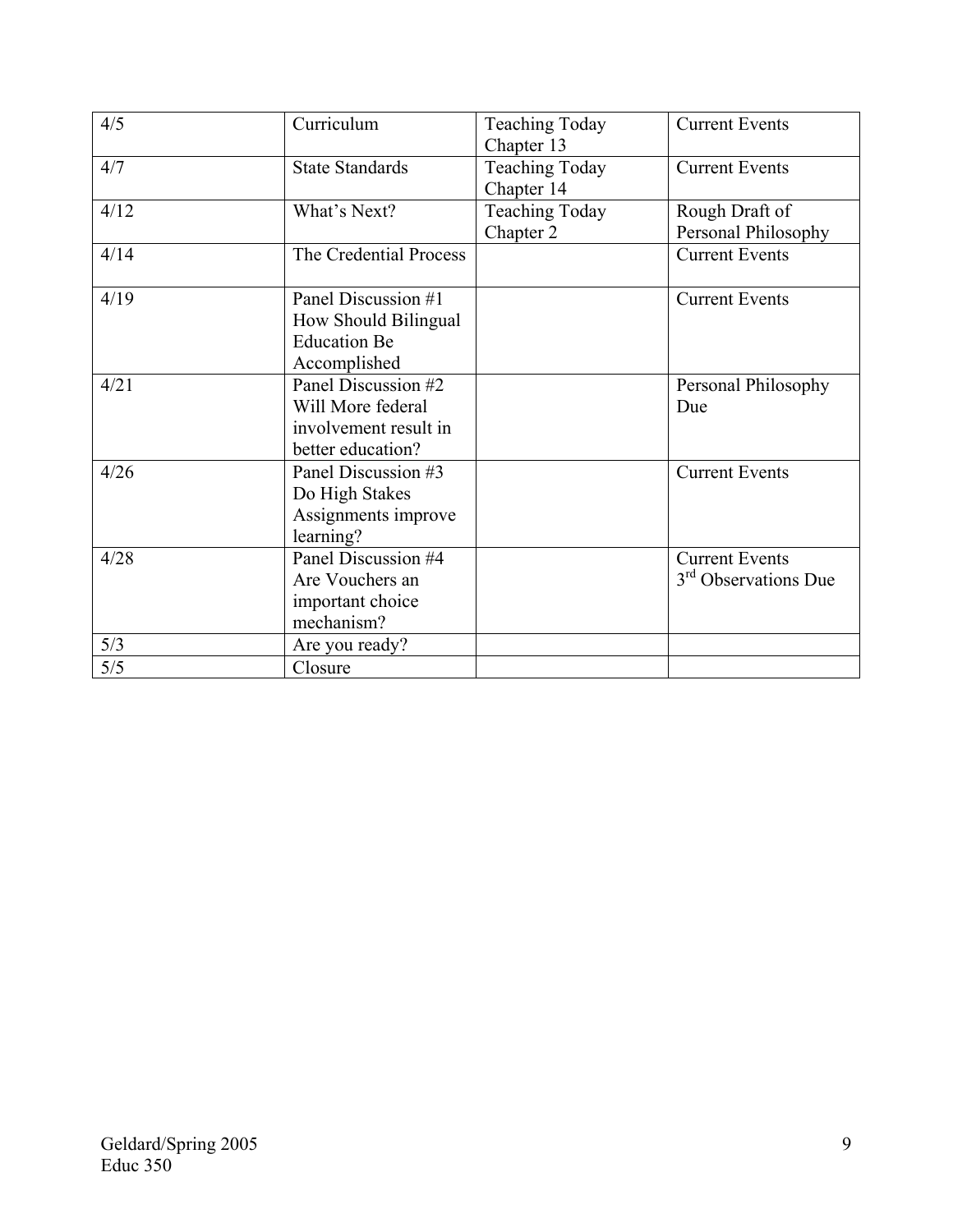| | | | |
|---|---|---|---|
| 4/5 | Curriculum | Teaching Today Chapter 13 | Current Events |
| 4/7 | State Standards | Teaching Today Chapter 14 | Current Events |
| 4/12 | What's Next? | Teaching Today Chapter 2 | Rough Draft of Personal Philosophy |
| 4/14 | The Credential Process | | Current Events |
| 4/19 | Panel Discussion #1 How Should Bilingual Education Be Accomplished | | Current Events |
| 4/21 | Panel Discussion #2 Will More federal involvement result in better education? | | Personal Philosophy Due |
| 4/26 | Panel Discussion #3 Do High Stakes Assignments improve learning? | | Current Events |
| 4/28 | Panel Discussion #4 Are Vouchers an important choice mechanism? | | Current Events 3rd Observations Due |
| 5/3 | Are you ready? | | |
| 5/5 | Closure | | |